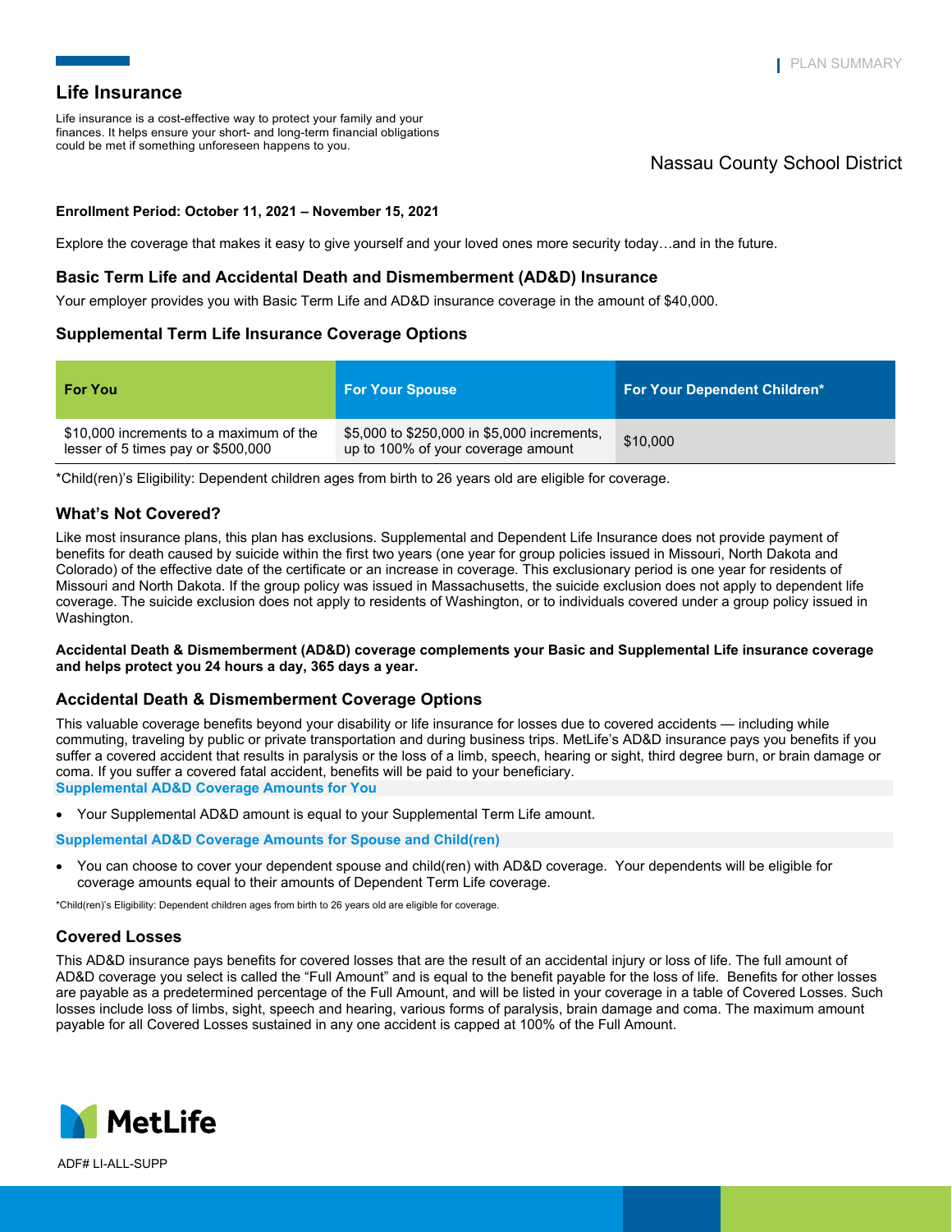PLAN SUMMARY

# Life Insurance

Life insurance is a cost-effective way to protect your family and your finances. It helps ensure your short- and long-term financial obligations could be met if something unforeseen happens to you.

Nassau County School District

**Enrollment Period: October 11, 2021 – November 15, 2021**

Explore the coverage that makes it easy to give yourself and your loved ones more security today…and in the future.

## Basic Term Life and Accidental Death and Dismemberment (AD&D) Insurance

Your employer provides you with Basic Term Life and AD&D insurance coverage in the amount of $40,000.

## Supplemental Term Life Insurance Coverage Options

| For You | For Your Spouse | For Your Dependent Children* |
|---|---|---|
| $10,000 increments to a maximum of the lesser of 5 times pay or $500,000 | $5,000 to $250,000 in $5,000 increments, up to 100% of your coverage amount | $10,000 |

*Child(ren)'s Eligibility: Dependent children ages from birth to 26 years old are eligible for coverage.

## What's Not Covered?

Like most insurance plans, this plan has exclusions. Supplemental and Dependent Life Insurance does not provide payment of benefits for death caused by suicide within the first two years (one year for group policies issued in Missouri, North Dakota and Colorado) of the effective date of the certificate or an increase in coverage. This exclusionary period is one year for residents of Missouri and North Dakota. If the group policy was issued in Massachusetts, the suicide exclusion does not apply to dependent life coverage. The suicide exclusion does not apply to residents of Washington, or to individuals covered under a group policy issued in Washington.

**Accidental Death & Dismemberment (AD&D) coverage complements your Basic and Supplemental Life insurance coverage and helps protect you 24 hours a day, 365 days a year.**

## Accidental Death & Dismemberment Coverage Options

This valuable coverage benefits beyond your disability or life insurance for losses due to covered accidents — including while commuting, traveling by public or private transportation and during business trips. MetLife's AD&D insurance pays you benefits if you suffer a covered accident that results in paralysis or the loss of a limb, speech, hearing or sight, third degree burn, or brain damage or coma. If you suffer a covered fatal accident, benefits will be paid to your beneficiary.

**Supplemental AD&D Coverage Amounts for You**

- Your Supplemental AD&D amount is equal to your Supplemental Term Life amount.

**Supplemental AD&D Coverage Amounts for Spouse and Child(ren)**

- You can choose to cover your dependent spouse and child(ren) with AD&D coverage. Your dependents will be eligible for coverage amounts equal to their amounts of Dependent Term Life coverage.

*Child(ren)'s Eligibility: Dependent children ages from birth to 26 years old are eligible for coverage.

## Covered Losses

This AD&D insurance pays benefits for covered losses that are the result of an accidental injury or loss of life. The full amount of AD&D coverage you select is called the "Full Amount" and is equal to the benefit payable for the loss of life. Benefits for other losses are payable as a predetermined percentage of the Full Amount, and will be listed in your coverage in a table of Covered Losses. Such losses include loss of limbs, sight, speech and hearing, various forms of paralysis, brain damage and coma. The maximum amount payable for all Covered Losses sustained in any one accident is capped at 100% of the Full Amount.

MetLife

ADF# LI-ALL-SUPP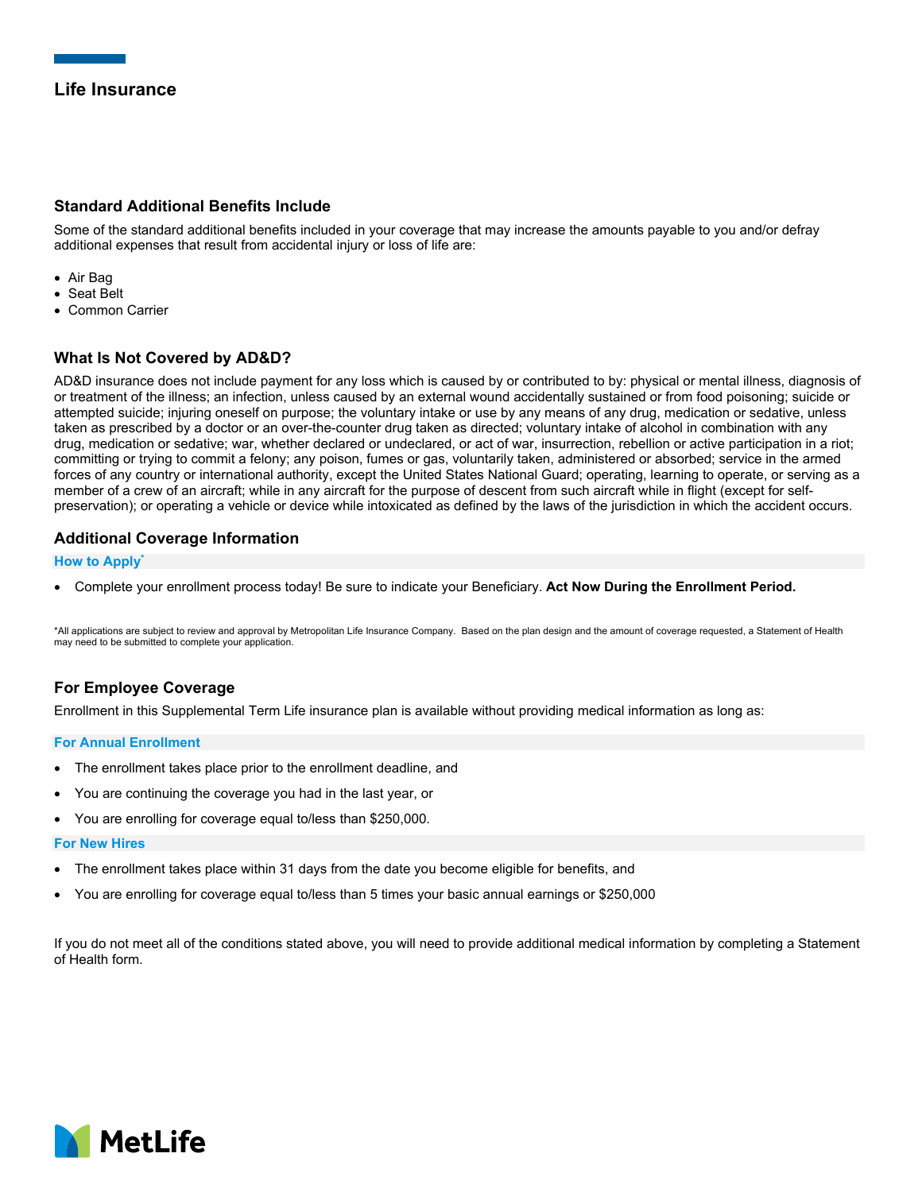# Life Insurance

## Standard Additional Benefits Include

Some of the standard additional benefits included in your coverage that may increase the amounts payable to you and/or defray additional expenses that result from accidental injury or loss of life are:

- Air Bag
- Seat Belt
- Common Carrier

## What Is Not Covered by AD&D?

AD&D insurance does not include payment for any loss which is caused by or contributed to by: physical or mental illness, diagnosis of or treatment of the illness; an infection, unless caused by an external wound accidentally sustained or from food poisoning; suicide or attempted suicide; injuring oneself on purpose; the voluntary intake or use by any means of any drug, medication or sedative, unless taken as prescribed by a doctor or an over-the-counter drug taken as directed; voluntary intake of alcohol in combination with any drug, medication or sedative; war, whether declared or undeclared, or act of war, insurrection, rebellion or active participation in a riot; committing or trying to commit a felony; any poison, fumes or gas, voluntarily taken, administered or absorbed; service in the armed forces of any country or international authority, except the United States National Guard; operating, learning to operate, or serving as a member of a crew of an aircraft; while in any aircraft for the purpose of descent from such aircraft while in flight (except for self-preservation); or operating a vehicle or device while intoxicated as defined by the laws of the jurisdiction in which the accident occurs.

## Additional Coverage Information

### How to Apply*

- Complete your enrollment process today! Be sure to indicate your Beneficiary. **Act Now During the Enrollment Period.**

*All applications are subject to review and approval by Metropolitan Life Insurance Company. Based on the plan design and the amount of coverage requested, a Statement of Health may need to be submitted to complete your application.

## For Employee Coverage

Enrollment in this Supplemental Term Life insurance plan is available without providing medical information as long as:

### For Annual Enrollment

- The enrollment takes place prior to the enrollment deadline, and
- You are continuing the coverage you had in the last year, or
- You are enrolling for coverage equal to/less than $250,000.

### For New Hires

- The enrollment takes place within 31 days from the date you become eligible for benefits, and
- You are enrolling for coverage equal to/less than 5 times your basic annual earnings or $250,000

If you do not meet all of the conditions stated above, you will need to provide additional medical information by completing a Statement of Health form.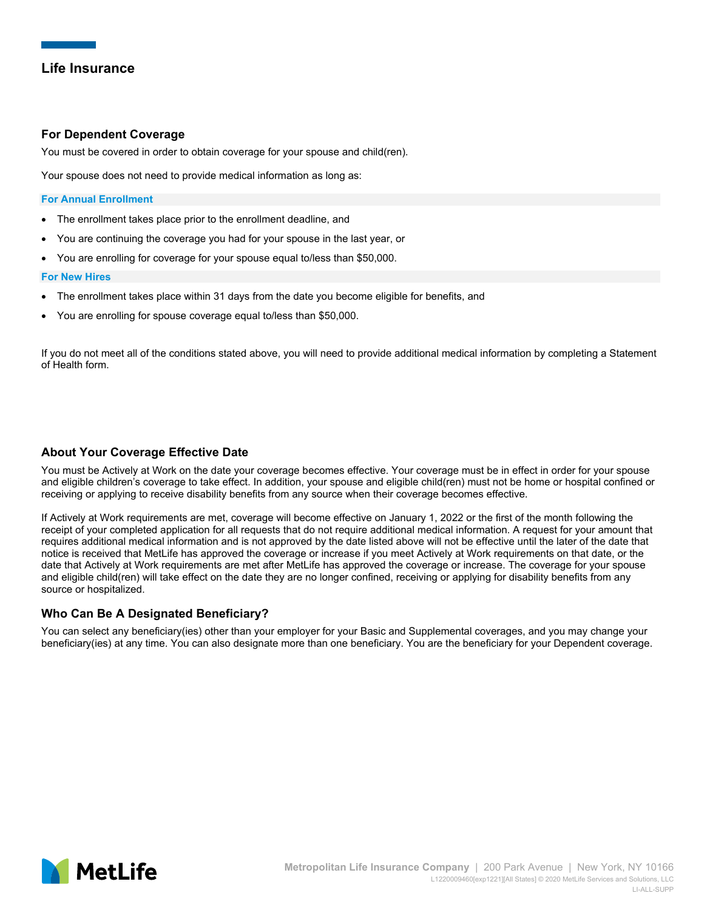## Life Insurance

### For Dependent Coverage

You must be covered in order to obtain coverage for your spouse and child(ren).

Your spouse does not need to provide medical information as long as:

**For Annual Enrollment**

- The enrollment takes place prior to the enrollment deadline, and
- You are continuing the coverage you had for your spouse in the last year, or
- You are enrolling for coverage for your spouse equal to/less than $50,000.

**For New Hires**

- The enrollment takes place within 31 days from the date you become eligible for benefits, and
- You are enrolling for spouse coverage equal to/less than $50,000.

If you do not meet all of the conditions stated above, you will need to provide additional medical information by completing a Statement of Health form.

### About Your Coverage Effective Date

You must be Actively at Work on the date your coverage becomes effective. Your coverage must be in effect in order for your spouse and eligible children's coverage to take effect. In addition, your spouse and eligible child(ren) must not be home or hospital confined or receiving or applying to receive disability benefits from any source when their coverage becomes effective.

If Actively at Work requirements are met, coverage will become effective on January 1, 2022 or the first of the month following the receipt of your completed application for all requests that do not require additional medical information. A request for your amount that requires additional medical information and is not approved by the date listed above will not be effective until the later of the date that notice is received that MetLife has approved the coverage or increase if you meet Actively at Work requirements on that date, or the date that Actively at Work requirements are met after MetLife has approved the coverage or increase. The coverage for your spouse and eligible child(ren) will take effect on the date they are no longer confined, receiving or applying for disability benefits from any source or hospitalized.

### Who Can Be A Designated Beneficiary?

You can select any beneficiary(ies) other than your employer for your Basic and Supplemental coverages, and you may change your beneficiary(ies) at any time. You can also designate more than one beneficiary. You are the beneficiary for your Dependent coverage.

Metropolitan Life Insurance Company | 200 Park Avenue | New York, NY 10166
L1220009460[exp1221][All States] © 2020 MetLife Services and Solutions, LLC
LI-ALL-SUPP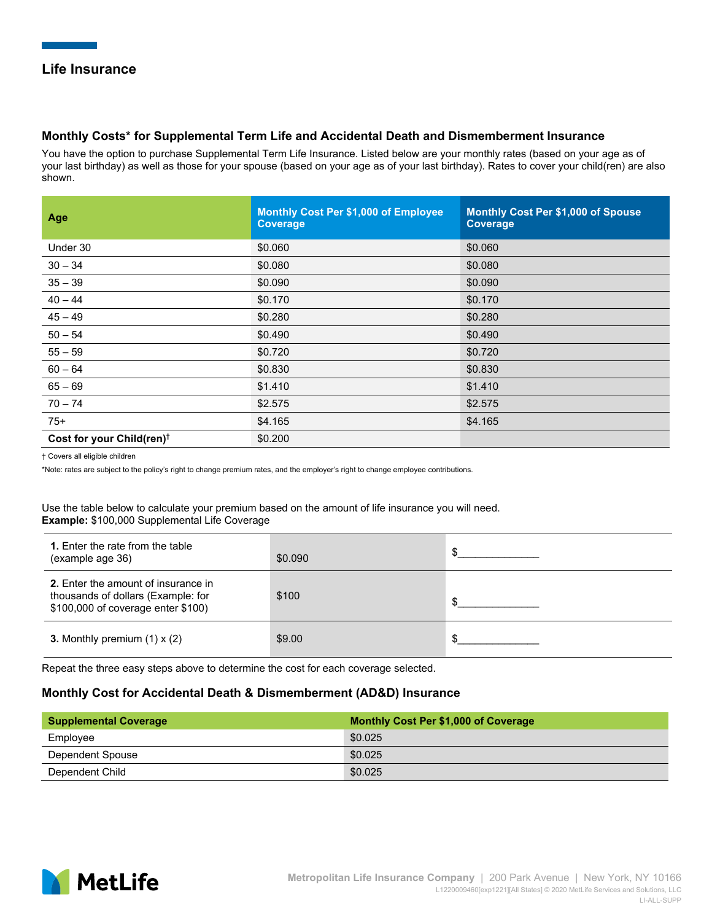## Life Insurance

### Monthly Costs* for Supplemental Term Life and Accidental Death and Dismemberment Insurance

You have the option to purchase Supplemental Term Life Insurance. Listed below are your monthly rates (based on your age as of your last birthday) as well as those for your spouse (based on your age as of your last birthday). Rates to cover your child(ren) are also shown.

| Age | Monthly Cost Per $1,000 of Employee Coverage | Monthly Cost Per $1,000 of Spouse Coverage |
|---|---|---|
| Under 30 | $0.060 | $0.060 |
| 30 – 34 | $0.080 | $0.080 |
| 35 – 39 | $0.090 | $0.090 |
| 40 – 44 | $0.170 | $0.170 |
| 45 – 49 | $0.280 | $0.280 |
| 50 – 54 | $0.490 | $0.490 |
| 55 – 59 | $0.720 | $0.720 |
| 60 – 64 | $0.830 | $0.830 |
| 65 – 69 | $1.410 | $1.410 |
| 70 – 74 | $2.575 | $2.575 |
| 75+ | $4.165 | $4.165 |
| **Cost for your Child(ren)†** | $0.200 | |

† Covers all eligible children

*Note: rates are subject to the policy's right to change premium rates, and the employer's right to change employee contributions.

Use the table below to calculate your premium based on the amount of life insurance you will need.
**Example:** $100,000 Supplemental Life Coverage

| | | |
|---|---|---|
| **1.** Enter the rate from the table (example age 36) | $0.090 | $______________ |
| **2.** Enter the amount of insurance in thousands of dollars (Example: for $100,000 of coverage enter $100) | $100 | $______________ |
| **3.** Monthly premium (1) x (2) | $9.00 | $______________ |

Repeat the three easy steps above to determine the cost for each coverage selected.

### Monthly Cost for Accidental Death & Dismemberment (AD&D) Insurance

| Supplemental Coverage | Monthly Cost Per $1,000 of Coverage |
|---|---|
| Employee | $0.025 |
| Dependent Spouse | $0.025 |
| Dependent Child | $0.025 |

MetLife

Metropolitan Life Insurance Company | 200 Park Avenue | New York, NY 10166
L1220009460[exp1221][All States] © 2020 MetLife Services and Solutions, LLC
LI-ALL-SUPP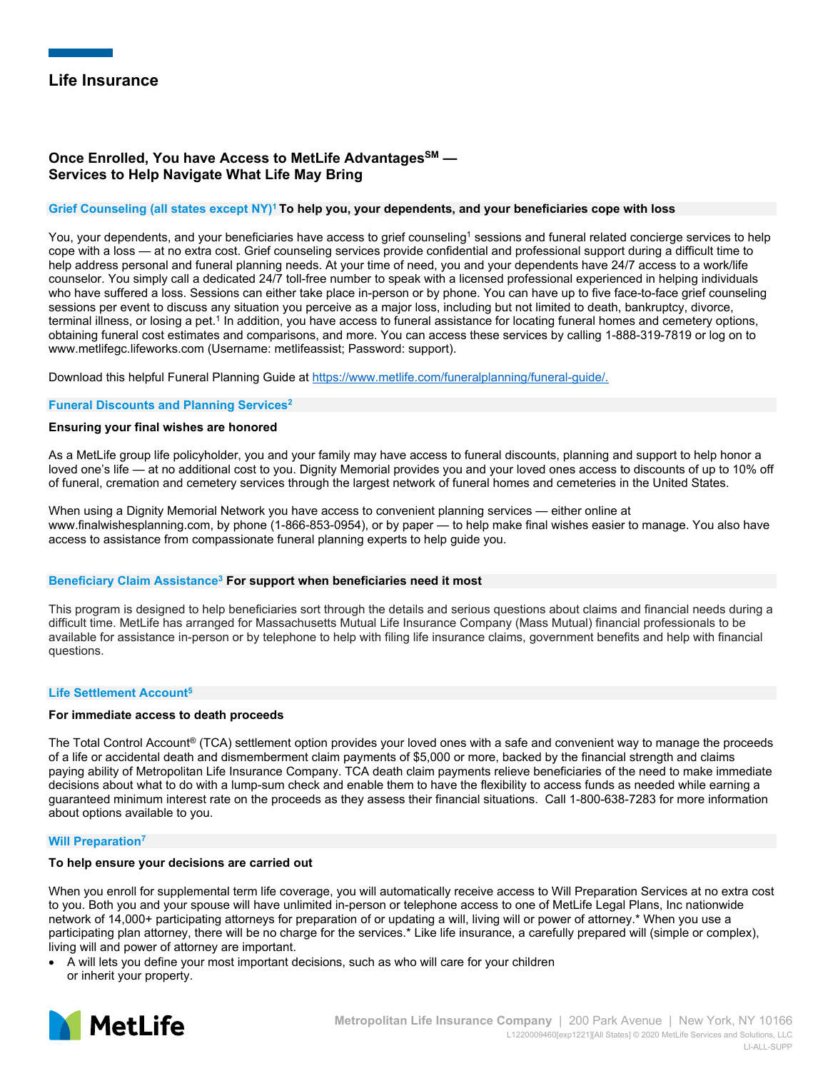## Life Insurance

### Once Enrolled, You have Access to MetLife Advantages[SM] — Services to Help Navigate What Life May Bring

**Grief Counseling (all states except NY)[1] To help you, your dependents, and your beneficiaries cope with loss**

You, your dependents, and your beneficiaries have access to grief counseling[1] sessions and funeral related concierge services to help cope with a loss — at no extra cost. Grief counseling services provide confidential and professional support during a difficult time to help address personal and funeral planning needs. At your time of need, you and your dependents have 24/7 access to a work/life counselor. You simply call a dedicated 24/7 toll-free number to speak with a licensed professional experienced in helping individuals who have suffered a loss. Sessions can either take place in-person or by phone. You can have up to five face-to-face grief counseling sessions per event to discuss any situation you perceive as a major loss, including but not limited to death, bankruptcy, divorce, terminal illness, or losing a pet.[1] In addition, you have access to funeral assistance for locating funeral homes and cemetery options, obtaining funeral cost estimates and comparisons, and more. You can access these services by calling 1-888-319-7819 or log on to www.metlifegc.lifeworks.com (Username: metlifeassist; Password: support).

Download this helpful Funeral Planning Guide at https://www.metlife.com/funeralplanning/funeral-guide/.

**Funeral Discounts and Planning Services[2]**

**Ensuring your final wishes are honored**

As a MetLife group life policyholder, you and your family may have access to funeral discounts, planning and support to help honor a loved one's life — at no additional cost to you. Dignity Memorial provides you and your loved ones access to discounts of up to 10% off of funeral, cremation and cemetery services through the largest network of funeral homes and cemeteries in the United States.

When using a Dignity Memorial Network you have access to convenient planning services — either online at www.finalwishesplanning.com, by phone (1-866-853-0954), or by paper — to help make final wishes easier to manage. You also have access to assistance from compassionate funeral planning experts to help guide you.

**Beneficiary Claim Assistance[3] For support when beneficiaries need it most**

This program is designed to help beneficiaries sort through the details and serious questions about claims and financial needs during a difficult time. MetLife has arranged for Massachusetts Mutual Life Insurance Company (Mass Mutual) financial professionals to be available for assistance in-person or by telephone to help with filing life insurance claims, government benefits and help with financial questions.

**Life Settlement Account[5]**

**For immediate access to death proceeds**

The Total Control Account® (TCA) settlement option provides your loved ones with a safe and convenient way to manage the proceeds of a life or accidental death and dismemberment claim payments of $5,000 or more, backed by the financial strength and claims paying ability of Metropolitan Life Insurance Company. TCA death claim payments relieve beneficiaries of the need to make immediate decisions about what to do with a lump-sum check and enable them to have the flexibility to access funds as needed while earning a guaranteed minimum interest rate on the proceeds as they assess their financial situations. Call 1-800-638-7283 for more information about options available to you.

**Will Preparation[7]**

**To help ensure your decisions are carried out**

When you enroll for supplemental term life coverage, you will automatically receive access to Will Preparation Services at no extra cost to you. Both you and your spouse will have unlimited in-person or telephone access to one of MetLife Legal Plans, Inc nationwide network of 14,000+ participating attorneys for preparation of or updating a will, living will or power of attorney.* When you use a participating plan attorney, there will be no charge for the services.* Like life insurance, a carefully prepared will (simple or complex), living will and power of attorney are important.

- A will lets you define your most important decisions, such as who will care for your children or inherit your property.

Metropolitan Life Insurance Company | 200 Park Avenue | New York, NY 10166
L1220009460[exp1221][All States] © 2020 MetLife Services and Solutions, LLC
LI-ALL-SUPP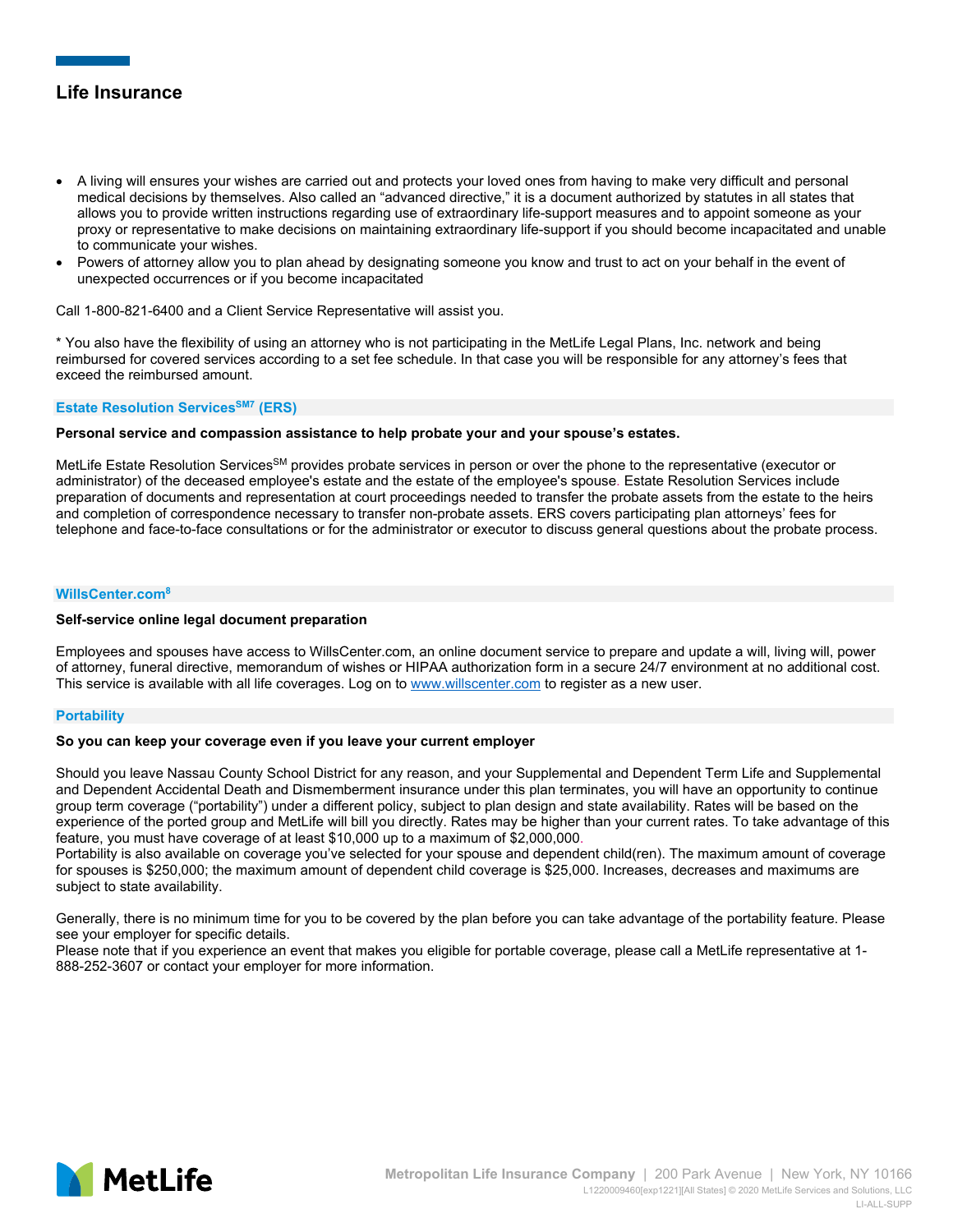## Life Insurance

- A living will ensures your wishes are carried out and protects your loved ones from having to make very difficult and personal medical decisions by themselves. Also called an "advanced directive," it is a document authorized by statutes in all states that allows you to provide written instructions regarding use of extraordinary life-support measures and to appoint someone as your proxy or representative to make decisions on maintaining extraordinary life-support if you should become incapacitated and unable to communicate your wishes.
- Powers of attorney allow you to plan ahead by designating someone you know and trust to act on your behalf in the event of unexpected occurrences or if you become incapacitated

Call 1-800-821-6400 and a Client Service Representative will assist you.

* You also have the flexibility of using an attorney who is not participating in the MetLife Legal Plans, Inc. network and being reimbursed for covered services according to a set fee schedule. In that case you will be responsible for any attorney's fees that exceed the reimbursed amount.

### Estate Resolution Services[SM7] (ERS)

**Personal service and compassion assistance to help probate your and your spouse's estates.**

MetLife Estate Resolution Services[SM] provides probate services in person or over the phone to the representative (executor or administrator) of the deceased employee's estate and the estate of the employee's spouse. Estate Resolution Services include preparation of documents and representation at court proceedings needed to transfer the probate assets from the estate to the heirs and completion of correspondence necessary to transfer non-probate assets. ERS covers participating plan attorneys' fees for telephone and face-to-face consultations or for the administrator or executor to discuss general questions about the probate process.

### WillsCenter.com[8]

**Self-service online legal document preparation**

Employees and spouses have access to WillsCenter.com, an online document service to prepare and update a will, living will, power of attorney, funeral directive, memorandum of wishes or HIPAA authorization form in a secure 24/7 environment at no additional cost. This service is available with all life coverages. Log on to www.willscenter.com to register as a new user.

### Portability

**So you can keep your coverage even if you leave your current employer**

Should you leave Nassau County School District for any reason, and your Supplemental and Dependent Term Life and Supplemental and Dependent Accidental Death and Dismemberment insurance under this plan terminates, you will have an opportunity to continue group term coverage ("portability") under a different policy, subject to plan design and state availability. Rates will be based on the experience of the ported group and MetLife will bill you directly. Rates may be higher than your current rates. To take advantage of this feature, you must have coverage of at least $10,000 up to a maximum of $2,000,000.
Portability is also available on coverage you've selected for your spouse and dependent child(ren). The maximum amount of coverage for spouses is $250,000; the maximum amount of dependent child coverage is $25,000. Increases, decreases and maximums are subject to state availability.

Generally, there is no minimum time for you to be covered by the plan before you can take advantage of the portability feature. Please see your employer for specific details.
Please note that if you experience an event that makes you eligible for portable coverage, please call a MetLife representative at 1-888-252-3607 or contact your employer for more information.

Metropolitan Life Insurance Company | 200 Park Avenue | New York, NY 10166
L1220009460[exp1221][All States] © 2020 MetLife Services and Solutions, LLC
LI-ALL-SUPP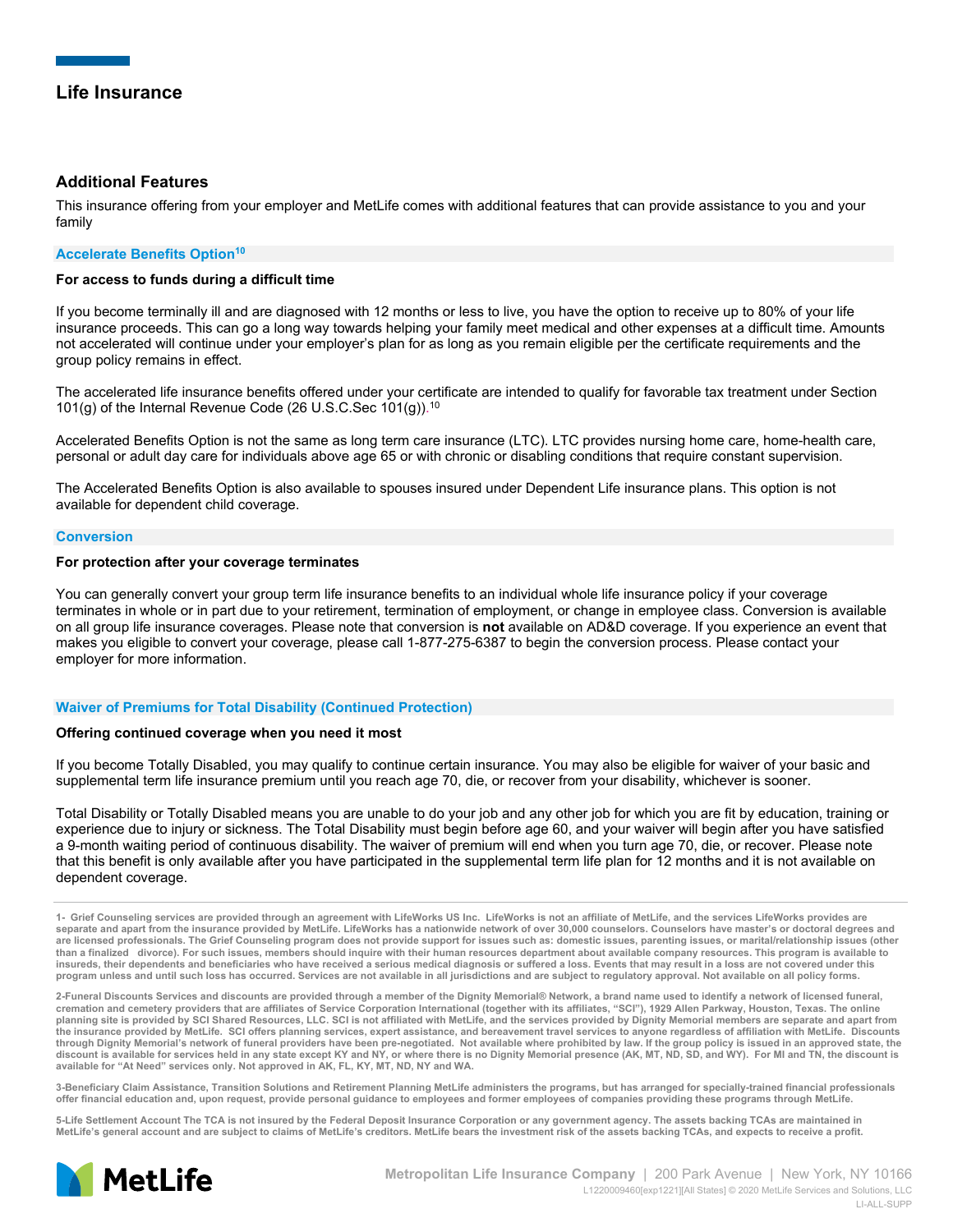## Life Insurance

### Additional Features

This insurance offering from your employer and MetLife comes with additional features that can provide assistance to you and your family

#### Accelerate Benefits Option[10]

**For access to funds during a difficult time**

If you become terminally ill and are diagnosed with 12 months or less to live, you have the option to receive up to 80% of your life insurance proceeds. This can go a long way towards helping your family meet medical and other expenses at a difficult time. Amounts not accelerated will continue under your employer's plan for as long as you remain eligible per the certificate requirements and the group policy remains in effect.

The accelerated life insurance benefits offered under your certificate are intended to qualify for favorable tax treatment under Section 101(g) of the Internal Revenue Code (26 U.S.C.Sec 101(g)).[10]

Accelerated Benefits Option is not the same as long term care insurance (LTC). LTC provides nursing home care, home-health care, personal or adult day care for individuals above age 65 or with chronic or disabling conditions that require constant supervision.

The Accelerated Benefits Option is also available to spouses insured under Dependent Life insurance plans. This option is not available for dependent child coverage.

#### Conversion

**For protection after your coverage terminates**

You can generally convert your group term life insurance benefits to an individual whole life insurance policy if your coverage terminates in whole or in part due to your retirement, termination of employment, or change in employee class. Conversion is available on all group life insurance coverages. Please note that conversion is **not** available on AD&D coverage. If you experience an event that makes you eligible to convert your coverage, please call 1-877-275-6387 to begin the conversion process. Please contact your employer for more information.

#### Waiver of Premiums for Total Disability (Continued Protection)

**Offering continued coverage when you need it most**

If you become Totally Disabled, you may qualify to continue certain insurance. You may also be eligible for waiver of your basic and supplemental term life insurance premium until you reach age 70, die, or recover from your disability, whichever is sooner.

Total Disability or Totally Disabled means you are unable to do your job and any other job for which you are fit by education, training or experience due to injury or sickness. The Total Disability must begin before age 60, and your waiver will begin after you have satisfied a 9-month waiting period of continuous disability. The waiver of premium will end when you turn age 70, die, or recover. Please note that this benefit is only available after you have participated in the supplemental term life plan for 12 months and it is not available on dependent coverage.

---

1- Grief Counseling services are provided through an agreement with LifeWorks US Inc. LifeWorks is not an affiliate of MetLife, and the services LifeWorks provides are separate and apart from the insurance provided by MetLife. LifeWorks has a nationwide network of over 30,000 counselors. Counselors have master's or doctoral degrees and are licensed professionals. The Grief Counseling program does not provide support for issues such as: domestic issues, parenting issues, or marital/relationship issues (other than a finalized divorce). For such issues, members should inquire with their human resources department about available company resources. This program is available to insureds, their dependents and beneficiaries who have received a serious medical diagnosis or suffered a loss. Events that may result in a loss are not covered under this program unless and until such loss has occurred. Services are not available in all jurisdictions and are subject to regulatory approval. Not available on all policy forms.

2-Funeral Discounts Services and discounts are provided through a member of the Dignity Memorial® Network, a brand name used to identify a network of licensed funeral, cremation and cemetery providers that are affiliates of Service Corporation International (together with its affiliates, "SCI"), 1929 Allen Parkway, Houston, Texas. The online planning site is provided by SCI Shared Resources, LLC. SCI is not affiliated with MetLife, and the services provided by Dignity Memorial members are separate and apart from the insurance provided by MetLife. SCI offers planning services, expert assistance, and bereavement travel services to anyone regardless of affiliation with MetLife. Discounts through Dignity Memorial's network of funeral providers have been pre-negotiated. Not available where prohibited by law. If the group policy is issued in an approved state, the discount is available for services held in any state except KY and NY, or where there is no Dignity Memorial presence (AK, MT, ND, SD, and WY). For MI and TN, the discount is available for "At Need" services only. Not approved in AK, FL, KY, MT, ND, NY and WA.

3-Beneficiary Claim Assistance, Transition Solutions and Retirement Planning MetLife administers the programs, but has arranged for specially-trained financial professionals offer financial education and, upon request, provide personal guidance to employees and former employees of companies providing these programs through MetLife.

5-Life Settlement Account The TCA is not insured by the Federal Deposit Insurance Corporation or any government agency. The assets backing TCAs are maintained in MetLife's general account and are subject to claims of MetLife's creditors. MetLife bears the investment risk of the assets backing TCAs, and expects to receive a profit.

MetLife

Metropolitan Life Insurance Company | 200 Park Avenue | New York, NY 10166

L1220009460[exp1221][All States] © 2020 MetLife Services and Solutions, LLC

LI-ALL-SUPP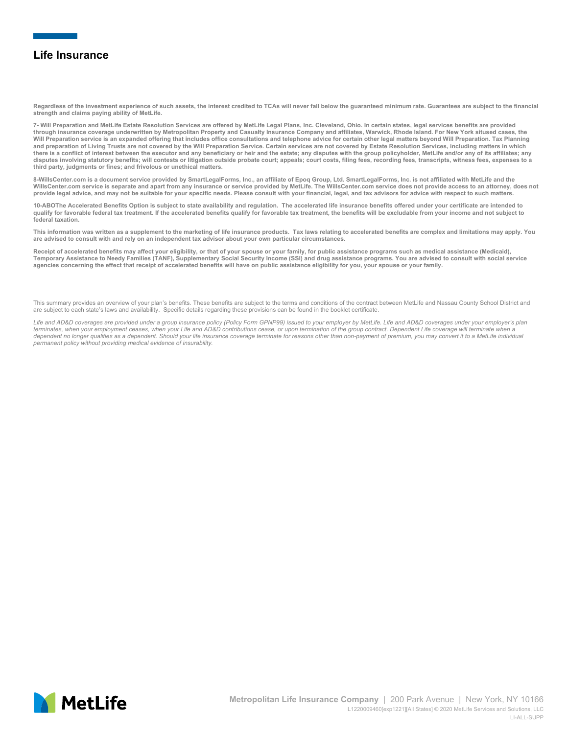# Life Insurance

**Regardless of the investment experience of such assets, the interest credited to TCAs will never fall below the guaranteed minimum rate. Guarantees are subject to the financial strength and claims paying ability of MetLife.**

**7- Will Preparation and MetLife Estate Resolution Services are offered by MetLife Legal Plans, Inc. Cleveland, Ohio. In certain states, legal services benefits are provided through insurance coverage underwritten by Metropolitan Property and Casualty Insurance Company and affiliates, Warwick, Rhode Island. For New York sitused cases, the Will Preparation service is an expanded offering that includes office consultations and telephone advice for certain other legal matters beyond Will Preparation. Tax Planning and preparation of Living Trusts are not covered by the Will Preparation Service. Certain services are not covered by Estate Resolution Services, including matters in which there is a conflict of interest between the executor and any beneficiary or heir and the estate; any disputes with the group policyholder, MetLife and/or any of its affiliates; any disputes involving statutory benefits; will contests or litigation outside probate court; appeals; court costs, filing fees, recording fees, transcripts, witness fees, expenses to a third party, judgments or fines; and frivolous or unethical matters.**

**8-WillsCenter.com is a document service provided by SmartLegalForms, Inc., an affiliate of Epoq Group, Ltd. SmartLegalForms, Inc. is not affiliated with MetLife and the WillsCenter.com service is separate and apart from any insurance or service provided by MetLife. The WillsCenter.com service does not provide access to an attorney, does not provide legal advice, and may not be suitable for your specific needs. Please consult with your financial, legal, and tax advisors for advice with respect to such matters.**

**10-ABOThe Accelerated Benefits Option is subject to state availability and regulation. The accelerated life insurance benefits offered under your certificate are intended to qualify for favorable federal tax treatment. If the accelerated benefits qualify for favorable tax treatment, the benefits will be excludable from your income and not subject to federal taxation.**

**This information was written as a supplement to the marketing of life insurance products. Tax laws relating to accelerated benefits are complex and limitations may apply. You are advised to consult with and rely on an independent tax advisor about your own particular circumstances.**

**Receipt of accelerated benefits may affect your eligibility, or that of your spouse or your family, for public assistance programs such as medical assistance (Medicaid), Temporary Assistance to Needy Families (TANF), Supplementary Social Security Income (SSI) and drug assistance programs. You are advised to consult with social service agencies concerning the effect that receipt of accelerated benefits will have on public assistance eligibility for you, your spouse or your family.**

This summary provides an overview of your plan's benefits. These benefits are subject to the terms and conditions of the contract between MetLife and Nassau County School District and are subject to each state's laws and availability. Specific details regarding these provisions can be found in the booklet certificate.

*Life and AD&D coverages are provided under a group insurance policy (Policy Form GPNP99) issued to your employer by MetLife. Life and AD&D coverages under your employer's plan terminates, when your employment ceases, when your Life and AD&D contributions cease, or upon termination of the group contract. Dependent Life coverage will terminate when a dependent no longer qualifies as a dependent. Should your life insurance coverage terminate for reasons other than non-payment of premium, you may convert it to a MetLife individual permanent policy without providing medical evidence of insurability.*

MetLife

**Metropolitan Life Insurance Company** | 200 Park Avenue | New York, NY 10166

L1220009460[exp1221][All States] © 2020 MetLife Services and Solutions, LLC

LI-ALL-SUPP